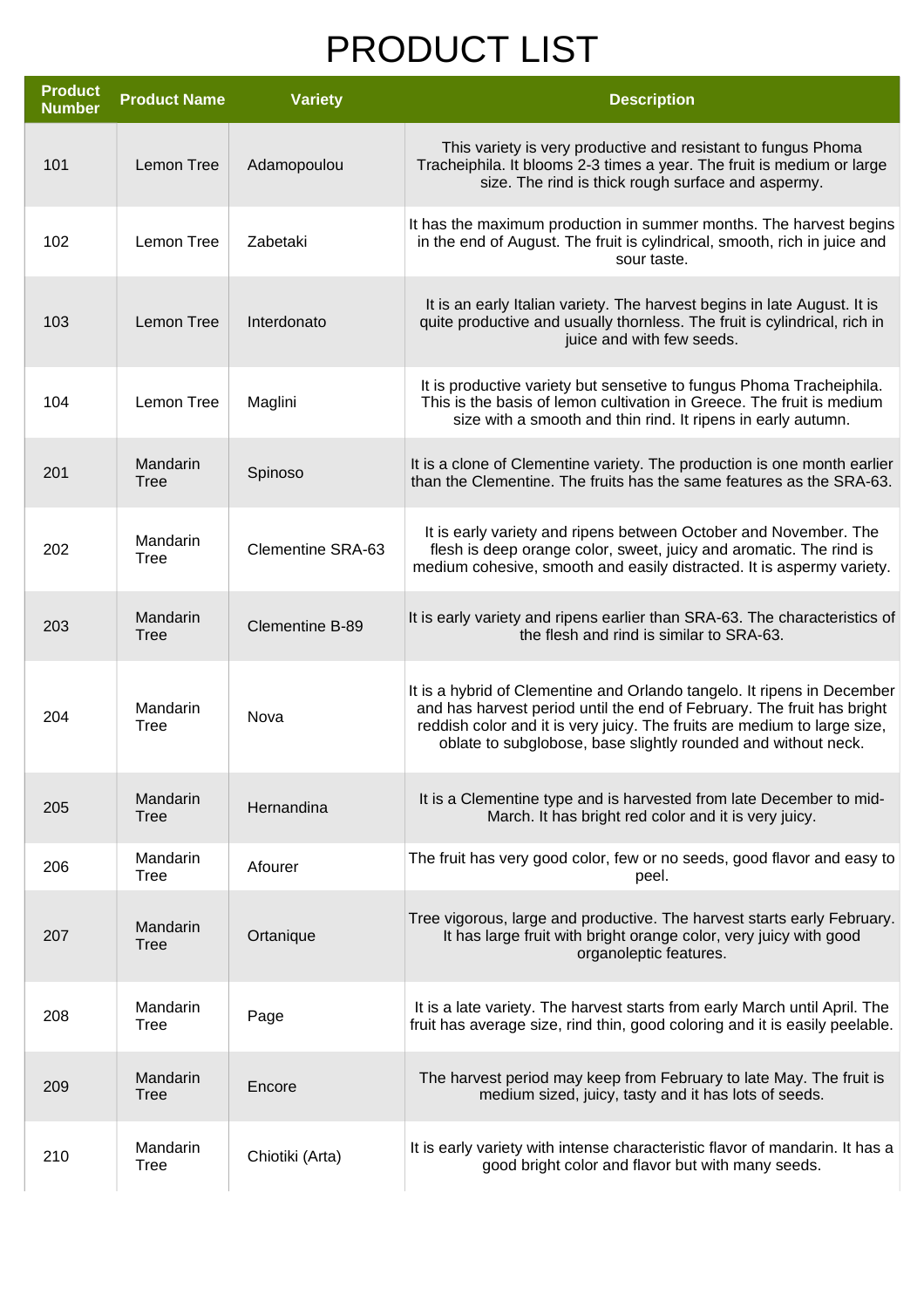# PRODUCT LIST

| Product Number | Product Name | Variety | Description |
|---|---|---|---|
| 101 | Lemon Tree | Adamopoulou | This variety is very productive and resistant to fungus Phoma Tracheiphila. It blooms 2-3 times a year. The fruit is medium or large size. The rind is thick rough surface and aspermy. |
| 102 | Lemon Tree | Zabetaki | It has the maximum production in summer months. The harvest begins in the end of August. The fruit is cylindrical, smooth, rich in juice and sour taste. |
| 103 | Lemon Tree | Interdonato | It is an early Italian variety. The harvest begins in late August. It is quite productive and usually thornless. The fruit is cylindrical, rich in juice and with few seeds. |
| 104 | Lemon Tree | Maglini | It is productive variety but sensetive to fungus Phoma Tracheiphila. This is the basis of lemon cultivation in Greece. The fruit is medium size with a smooth and thin rind. It ripens in early autumn. |
| 201 | Mandarin Tree | Spinoso | It is a clone of Clementine variety. The production is one month earlier than the Clementine. The fruits has the same features as the SRA-63. |
| 202 | Mandarin Tree | Clementine SRA-63 | It is early variety and ripens between October and November. The flesh is deep orange color, sweet, juicy and aromatic. The rind is medium cohesive, smooth and easily distracted. It is aspermy variety. |
| 203 | Mandarin Tree | Clementine B-89 | It is early variety and ripens earlier than SRA-63. The characteristics of the flesh and rind is similar to SRA-63. |
| 204 | Mandarin Tree | Nova | It is a hybrid of Clementine and Orlando tangelo. It ripens in December and has harvest period until the end of February. The fruit has bright reddish color and it is very juicy. The fruits are medium to large size, oblate to subglobose, base slightly rounded and without neck. |
| 205 | Mandarin Tree | Hernandina | It is a Clementine type and is harvested from late December to mid-March. It has bright red color and it is very juicy. |
| 206 | Mandarin Tree | Afourer | The fruit has very good color, few or no seeds, good flavor and easy to peel. |
| 207 | Mandarin Tree | Ortanique | Tree vigorous, large and productive. The harvest starts early February. It has large fruit with bright orange color, very juicy with good organoleptic features. |
| 208 | Mandarin Tree | Page | It is a late variety. The harvest starts from early March until April. The fruit has average size, rind thin, good coloring and it is easily peelable. |
| 209 | Mandarin Tree | Encore | The harvest period may keep from February to late May. The fruit is medium sized, juicy, tasty and it has lots of seeds. |
| 210 | Mandarin Tree | Chiotiki (Arta) | It is early variety with intense characteristic flavor of mandarin. It has a good bright color and flavor but with many seeds. |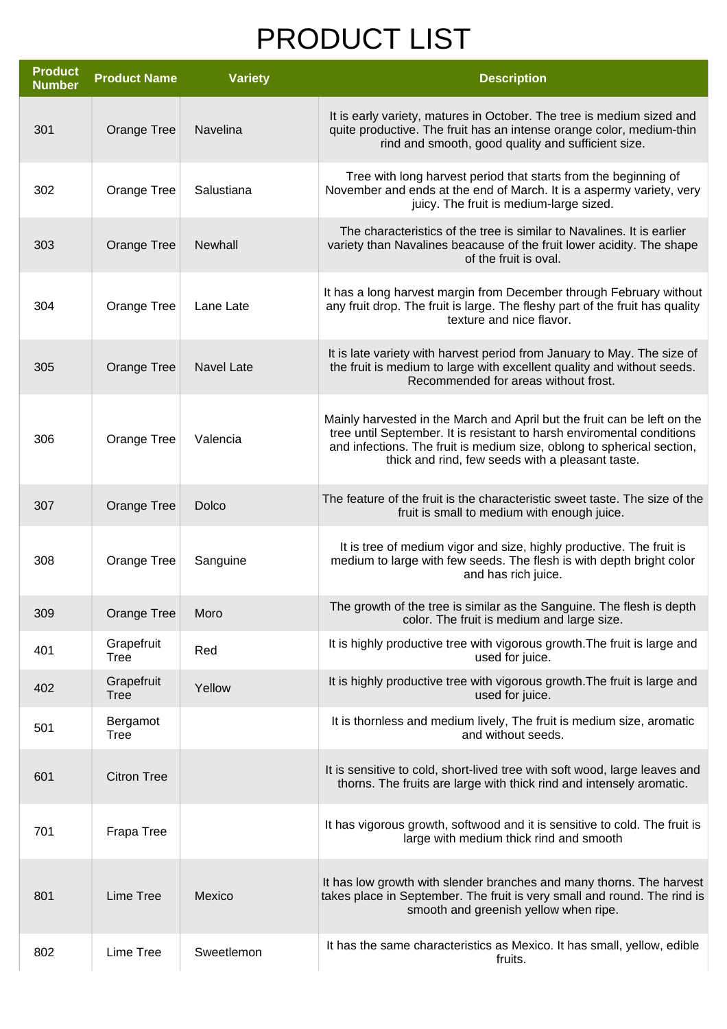# PRODUCT LIST

| Product Number | Product Name | Variety | Description |
|---|---|---|---|
| 301 | Orange Tree | Navelina | It is early variety, matures in October. The tree is medium sized and quite productive. The fruit has an intense orange color, medium-thin rind and smooth, good quality and sufficient size. |
| 302 | Orange Tree | Salustiana | Tree with long harvest period that starts from the beginning of November and ends at the end of March. It is a aspermy variety, very juicy. The fruit is medium-large sized. |
| 303 | Orange Tree | Newhall | The characteristics of the tree is similar to Navalines. It is earlier variety than Navalines beacause of the fruit lower acidity. The shape of the fruit is oval. |
| 304 | Orange Tree | Lane Late | It has a long harvest margin from December through February without any fruit drop. The fruit is large. The fleshy part of the fruit has quality texture and nice flavor. |
| 305 | Orange Tree | Navel Late | It is late variety with harvest period from January to May. The size of the fruit is medium to large with excellent quality and without seeds. Recommended for areas without frost. |
| 306 | Orange Tree | Valencia | Mainly harvested in the March and April but the fruit can be left on the tree until September. It is resistant to harsh enviromental conditions and infections. The fruit is medium size, oblong to spherical section, thick and rind, few seeds with a pleasant taste. |
| 307 | Orange Tree | Dolco | The feature of the fruit is the characteristic sweet taste. The size of the fruit is small to medium with enough juice. |
| 308 | Orange Tree | Sanguine | It is tree of medium vigor and size, highly productive. The fruit is medium to large with few seeds. The flesh is with depth bright color and has rich juice. |
| 309 | Orange Tree | Moro | The growth of the tree is similar as the Sanguine. The flesh is depth color. The fruit is medium and large size. |
| 401 | Grapefruit Tree | Red | It is highly productive tree with vigorous growth.The fruit is large and used for juice. |
| 402 | Grapefruit Tree | Yellow | It is highly productive tree with vigorous growth.The fruit is large and used for juice. |
| 501 | Bergamot Tree | | It is thornless and medium lively, The fruit is medium size, aromatic and without seeds. |
| 601 | Citron Tree | | It is sensitive to cold, short-lived tree with soft wood, large leaves and thorns. The fruits are large with thick rind and intensely aromatic. |
| 701 | Frapa Tree | | It has vigorous growth, softwood and it is sensitive to cold. The fruit is large with medium thick rind and smooth |
| 801 | Lime Tree | Mexico | It has low growth with slender branches and many thorns. The harvest takes place in September. The fruit is very small and round. The rind is smooth and greenish yellow when ripe. |
| 802 | Lime Tree | Sweetlemon | It has the same characteristics as Mexico. It has small, yellow, edible fruits. |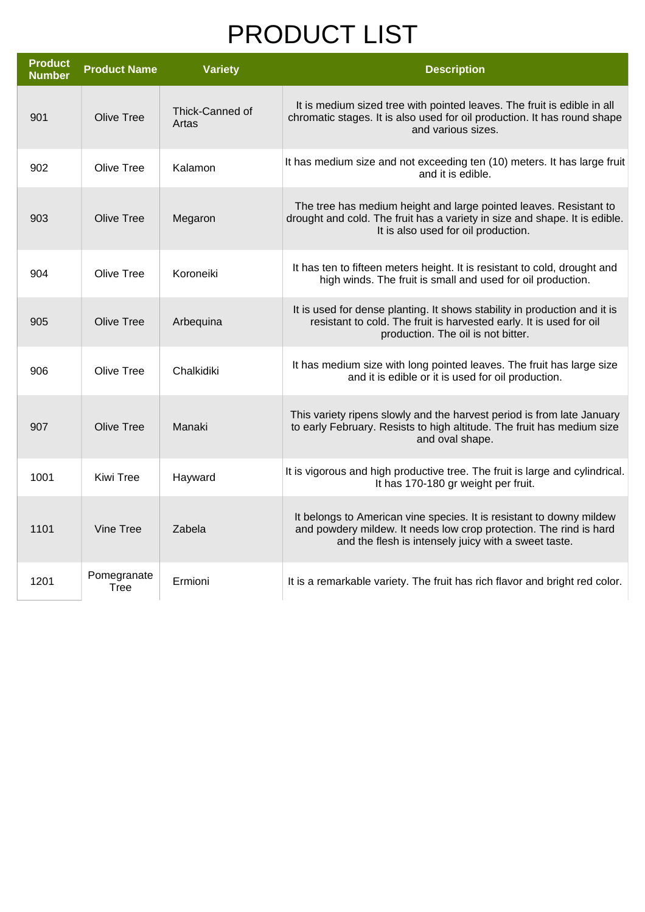# PRODUCT LIST

| Product Number | Product Name | Variety | Description |
|---|---|---|---|
| 901 | Olive Tree | Thick-Canned of Artas | It is medium sized tree with pointed leaves. The fruit is edible in all chromatic stages. It is also used for oil production. It has round shape and various sizes. |
| 902 | Olive Tree | Kalamon | It has medium size and not exceeding ten (10) meters. It has large fruit and it is edible. |
| 903 | Olive Tree | Megaron | The tree has medium height and large pointed leaves. Resistant to drought and cold. The fruit has a variety in size and shape. It is edible. It is also used for oil production. |
| 904 | Olive Tree | Koroneiki | It has ten to fifteen meters height. It is resistant to cold, drought and high winds. The fruit is small and used for oil production. |
| 905 | Olive Tree | Arbequina | It is used for dense planting. It shows stability in production and it is resistant to cold. The fruit is harvested early. It is used for oil production. The oil is not bitter. |
| 906 | Olive Tree | Chalkidiki | It has medium size with long pointed leaves. The fruit has large size and it is edible or it is used for oil production. |
| 907 | Olive Tree | Manaki | This variety ripens slowly and the harvest period is from late January to early February. Resists to high altitude. The fruit has medium size and oval shape. |
| 1001 | Kiwi Tree | Hayward | It is vigorous and high productive tree. The fruit is large and cylindrical. It has 170-180 gr weight per fruit. |
| 1101 | Vine Tree | Zabela | It belongs to American vine species. It is resistant to downy mildew and powdery mildew. It needs low crop protection. The rind is hard and the flesh is intensely juicy with a sweet taste. |
| 1201 | Pomegranate Tree | Ermioni | It is a remarkable variety. The fruit has rich flavor and bright red color. |